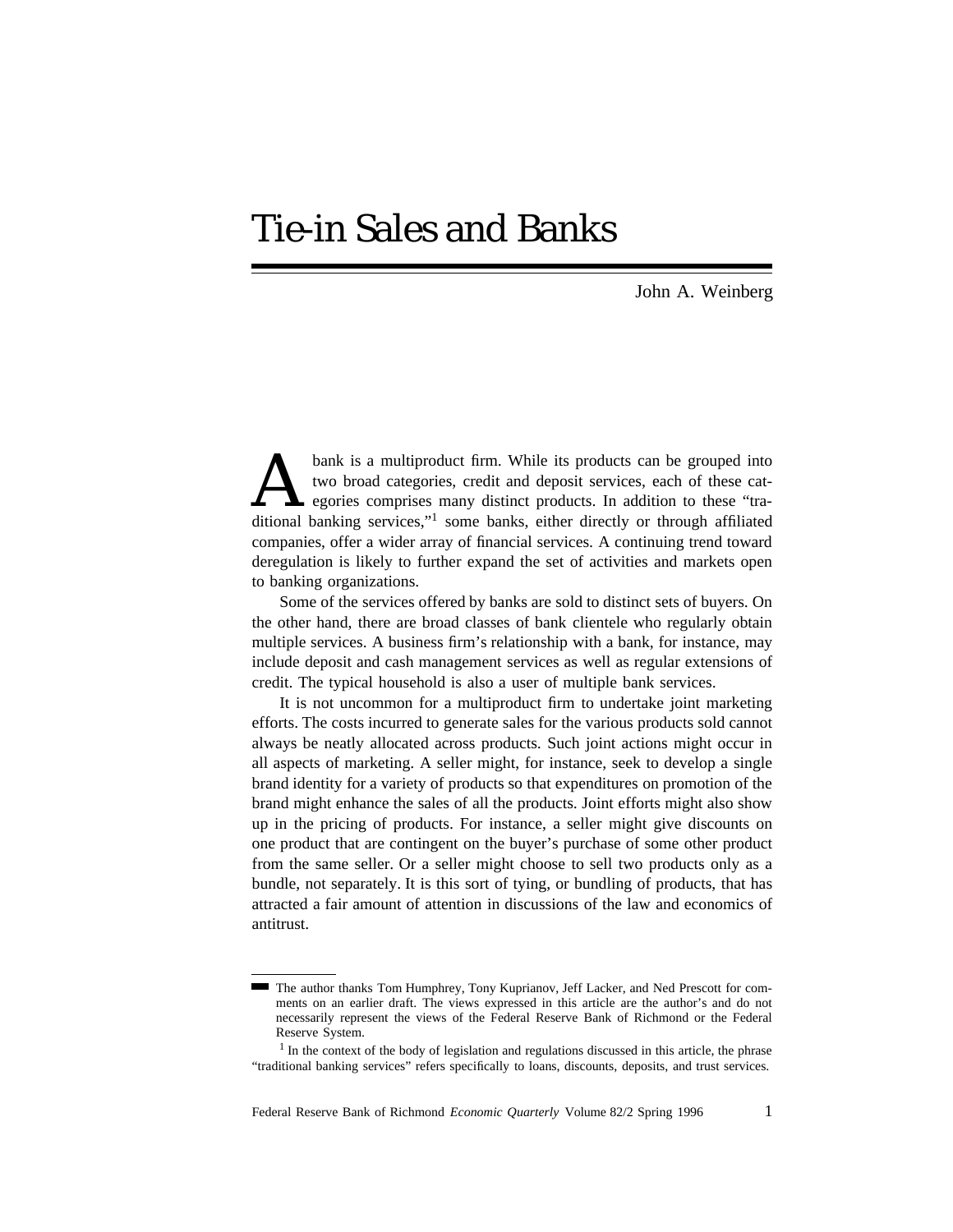# Tie-in Sales and Banks

John A. Weinberg

A bank is a multiproduct firm. While its products can be grouped into two broad categories, credit and deposit services, each of these categories comprises many distinct products. In addition to these "traditional banking services,"[1] some banks, either directly or through affiliated companies, offer a wider array of financial services. A continuing trend toward deregulation is likely to further expand the set of activities and markets open to banking organizations.

Some of the services offered by banks are sold to distinct sets of buyers. On the other hand, there are broad classes of bank clientele who regularly obtain multiple services. A business firm's relationship with a bank, for instance, may include deposit and cash management services as well as regular extensions of credit. The typical household is also a user of multiple bank services.

It is not uncommon for a multiproduct firm to undertake joint marketing efforts. The costs incurred to generate sales for the various products sold cannot always be neatly allocated across products. Such joint actions might occur in all aspects of marketing. A seller might, for instance, seek to develop a single brand identity for a variety of products so that expenditures on promotion of the brand might enhance the sales of all the products. Joint efforts might also show up in the pricing of products. For instance, a seller might give discounts on one product that are contingent on the buyer's purchase of some other product from the same seller. Or a seller might choose to sell two products only as a bundle, not separately. It is this sort of tying, or bundling of products, that has attracted a fair amount of attention in discussions of the law and economics of antitrust.

---

The author thanks Tom Humphrey, Tony Kuprianov, Jeff Lacker, and Ned Prescott for comments on an earlier draft. The views expressed in this article are the author's and do not necessarily represent the views of the Federal Reserve Bank of Richmond or the Federal Reserve System.

[1] In the context of the body of legislation and regulations discussed in this article, the phrase "traditional banking services" refers specifically to loans, discounts, deposits, and trust services.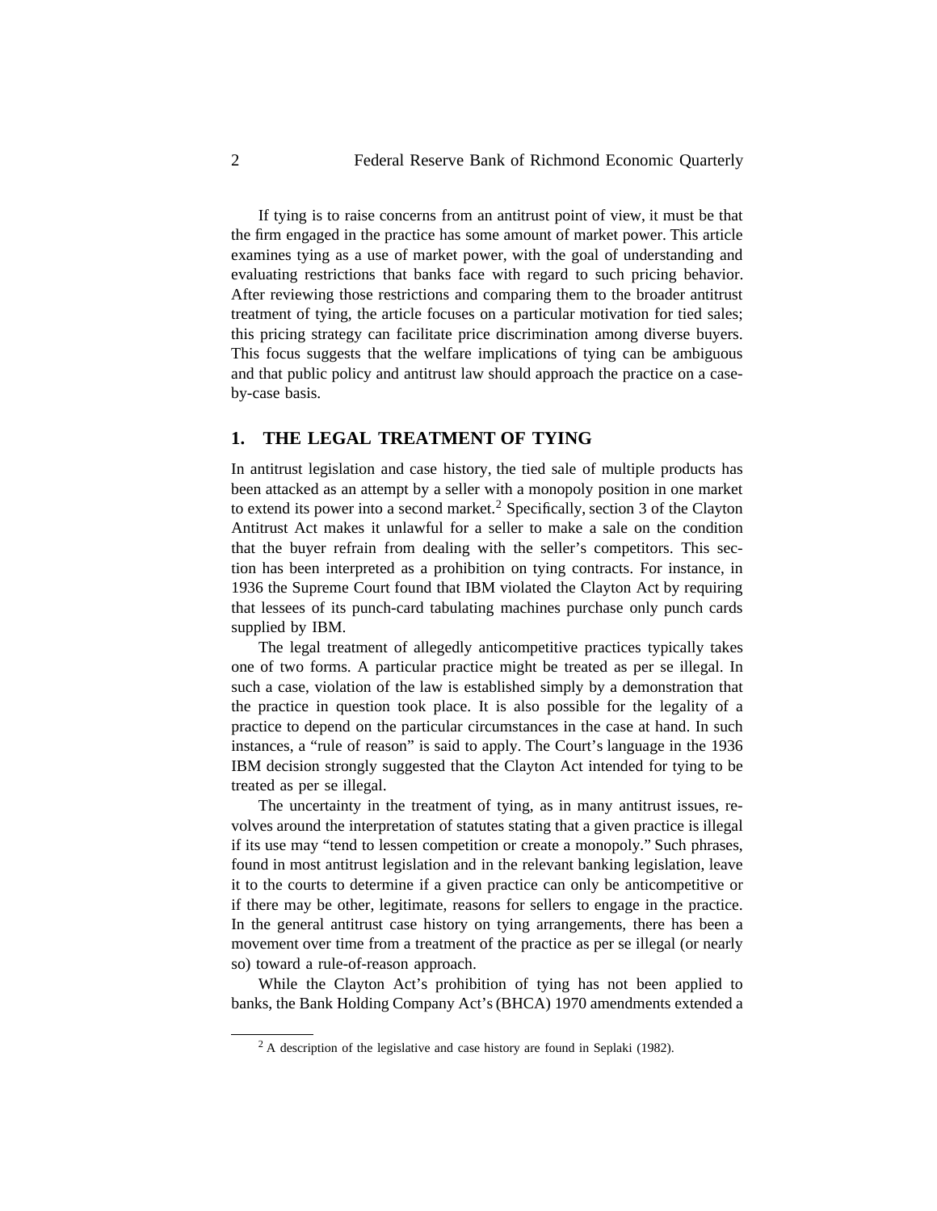If tying is to raise concerns from an antitrust point of view, it must be that the firm engaged in the practice has some amount of market power. This article examines tying as a use of market power, with the goal of understanding and evaluating restrictions that banks face with regard to such pricing behavior. After reviewing those restrictions and comparing them to the broader antitrust treatment of tying, the article focuses on a particular motivation for tied sales; this pricing strategy can facilitate price discrimination among diverse buyers. This focus suggests that the welfare implications of tying can be ambiguous and that public policy and antitrust law should approach the practice on a case-by-case basis.

## 1. THE LEGAL TREATMENT OF TYING

In antitrust legislation and case history, the tied sale of multiple products has been attacked as an attempt by a seller with a monopoly position in one market to extend its power into a second market.[2] Specifically, section 3 of the Clayton Antitrust Act makes it unlawful for a seller to make a sale on the condition that the buyer refrain from dealing with the seller's competitors. This section has been interpreted as a prohibition on tying contracts. For instance, in 1936 the Supreme Court found that IBM violated the Clayton Act by requiring that lessees of its punch-card tabulating machines purchase only punch cards supplied by IBM.

The legal treatment of allegedly anticompetitive practices typically takes one of two forms. A particular practice might be treated as per se illegal. In such a case, violation of the law is established simply by a demonstration that the practice in question took place. It is also possible for the legality of a practice to depend on the particular circumstances in the case at hand. In such instances, a "rule of reason" is said to apply. The Court's language in the 1936 IBM decision strongly suggested that the Clayton Act intended for tying to be treated as per se illegal.

The uncertainty in the treatment of tying, as in many antitrust issues, revolves around the interpretation of statutes stating that a given practice is illegal if its use may "tend to lessen competition or create a monopoly." Such phrases, found in most antitrust legislation and in the relevant banking legislation, leave it to the courts to determine if a given practice can only be anticompetitive or if there may be other, legitimate, reasons for sellers to engage in the practice. In the general antitrust case history on tying arrangements, there has been a movement over time from a treatment of the practice as per se illegal (or nearly so) toward a rule-of-reason approach.

While the Clayton Act's prohibition of tying has not been applied to banks, the Bank Holding Company Act's (BHCA) 1970 amendments extended a

[2] A description of the legislative and case history are found in Seplaki (1982).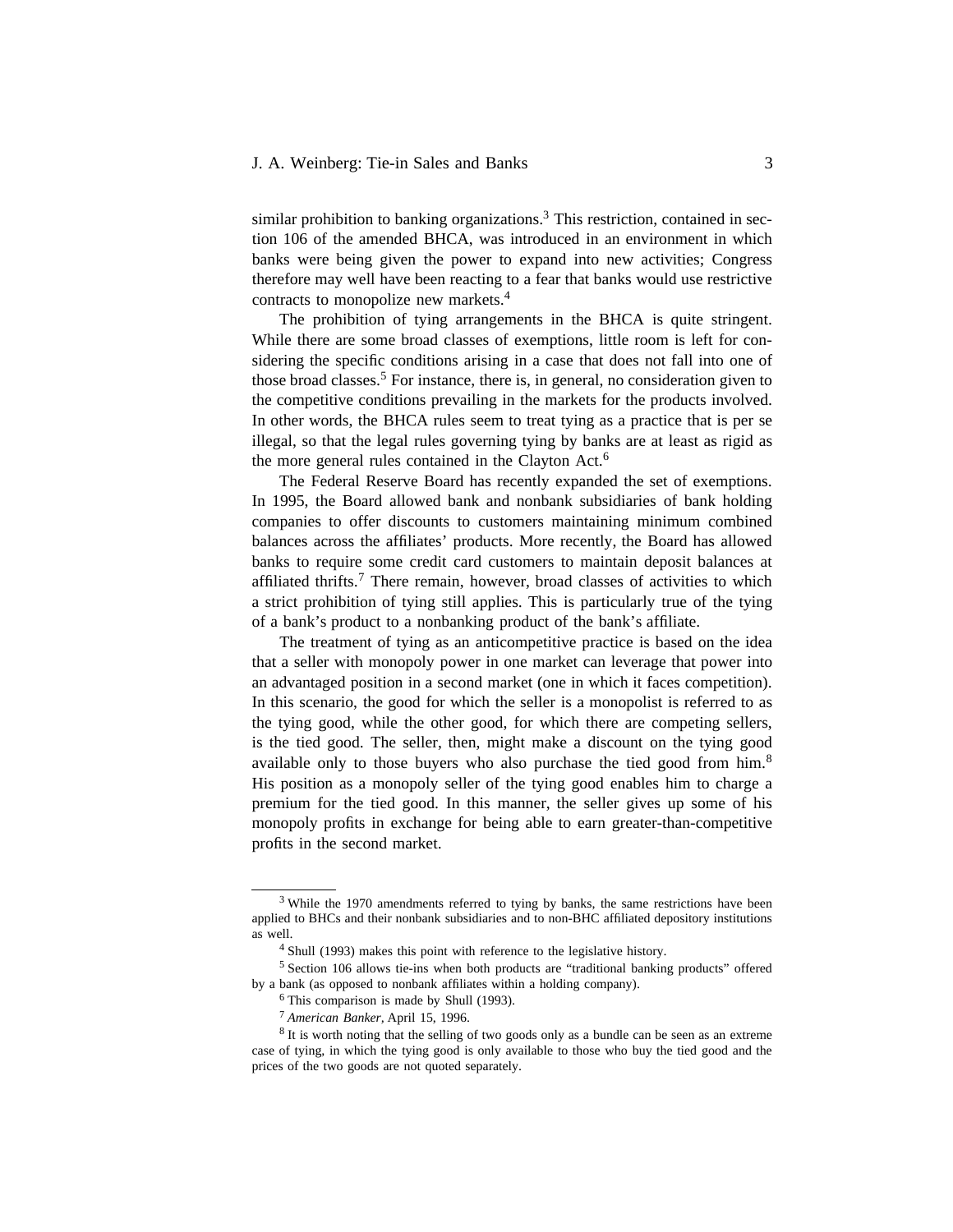similar prohibition to banking organizations.[3] This restriction, contained in section 106 of the amended BHCA, was introduced in an environment in which banks were being given the power to expand into new activities; Congress therefore may well have been reacting to a fear that banks would use restrictive contracts to monopolize new markets.[4]

The prohibition of tying arrangements in the BHCA is quite stringent. While there are some broad classes of exemptions, little room is left for considering the specific conditions arising in a case that does not fall into one of those broad classes.[5] For instance, there is, in general, no consideration given to the competitive conditions prevailing in the markets for the products involved. In other words, the BHCA rules seem to treat tying as a practice that is per se illegal, so that the legal rules governing tying by banks are at least as rigid as the more general rules contained in the Clayton Act.[6]

The Federal Reserve Board has recently expanded the set of exemptions. In 1995, the Board allowed bank and nonbank subsidiaries of bank holding companies to offer discounts to customers maintaining minimum combined balances across the affiliates' products. More recently, the Board has allowed banks to require some credit card customers to maintain deposit balances at affiliated thrifts.[7] There remain, however, broad classes of activities to which a strict prohibition of tying still applies. This is particularly true of the tying of a bank's product to a nonbanking product of the bank's affiliate.

The treatment of tying as an anticompetitive practice is based on the idea that a seller with monopoly power in one market can leverage that power into an advantaged position in a second market (one in which it faces competition). In this scenario, the good for which the seller is a monopolist is referred to as the tying good, while the other good, for which there are competing sellers, is the tied good. The seller, then, might make a discount on the tying good available only to those buyers who also purchase the tied good from him.[8] His position as a monopoly seller of the tying good enables him to charge a premium for the tied good. In this manner, the seller gives up some of his monopoly profits in exchange for being able to earn greater-than-competitive profits in the second market.

---

[3] While the 1970 amendments referred to tying by banks, the same restrictions have been applied to BHCs and their nonbank subsidiaries and to non-BHC affiliated depository institutions as well.

[4] Shull (1993) makes this point with reference to the legislative history.

[5] Section 106 allows tie-ins when both products are "traditional banking products" offered by a bank (as opposed to nonbank affiliates within a holding company).

[6] This comparison is made by Shull (1993).

[7] *American Banker*, April 15, 1996.

[8] It is worth noting that the selling of two goods only as a bundle can be seen as an extreme case of tying, in which the tying good is only available to those who buy the tied good and the prices of the two goods are not quoted separately.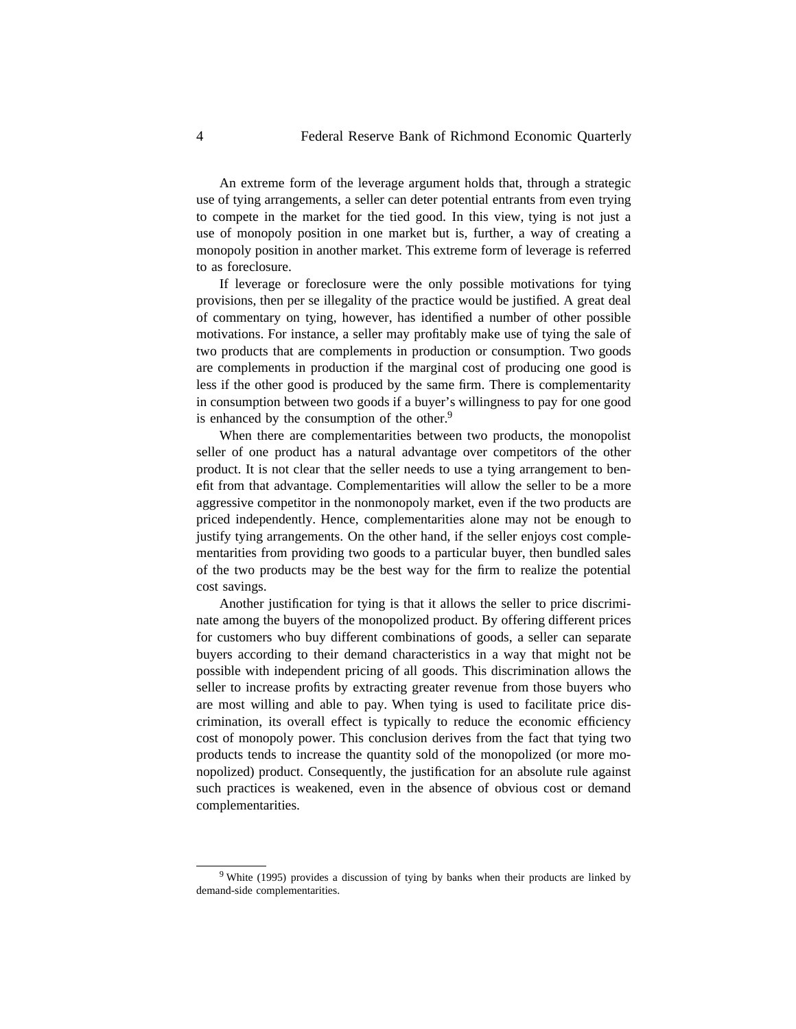An extreme form of the leverage argument holds that, through a strategic use of tying arrangements, a seller can deter potential entrants from even trying to compete in the market for the tied good. In this view, tying is not just a use of monopoly position in one market but is, further, a way of creating a monopoly position in another market. This extreme form of leverage is referred to as foreclosure.

If leverage or foreclosure were the only possible motivations for tying provisions, then per se illegality of the practice would be justified. A great deal of commentary on tying, however, has identified a number of other possible motivations. For instance, a seller may profitably make use of tying the sale of two products that are complements in production or consumption. Two goods are complements in production if the marginal cost of producing one good is less if the other good is produced by the same firm. There is complementarity in consumption between two goods if a buyer's willingness to pay for one good is enhanced by the consumption of the other.[9]

When there are complementarities between two products, the monopolist seller of one product has a natural advantage over competitors of the other product. It is not clear that the seller needs to use a tying arrangement to benefit from that advantage. Complementarities will allow the seller to be a more aggressive competitor in the nonmonopoly market, even if the two products are priced independently. Hence, complementarities alone may not be enough to justify tying arrangements. On the other hand, if the seller enjoys cost complementarities from providing two goods to a particular buyer, then bundled sales of the two products may be the best way for the firm to realize the potential cost savings.

Another justification for tying is that it allows the seller to price discriminate among the buyers of the monopolized product. By offering different prices for customers who buy different combinations of goods, a seller can separate buyers according to their demand characteristics in a way that might not be possible with independent pricing of all goods. This discrimination allows the seller to increase profits by extracting greater revenue from those buyers who are most willing and able to pay. When tying is used to facilitate price discrimination, its overall effect is typically to reduce the economic efficiency cost of monopoly power. This conclusion derives from the fact that tying two products tends to increase the quantity sold of the monopolized (or more monopolized) product. Consequently, the justification for an absolute rule against such practices is weakened, even in the absence of obvious cost or demand complementarities.

---

[9] White (1995) provides a discussion of tying by banks when their products are linked by demand-side complementarities.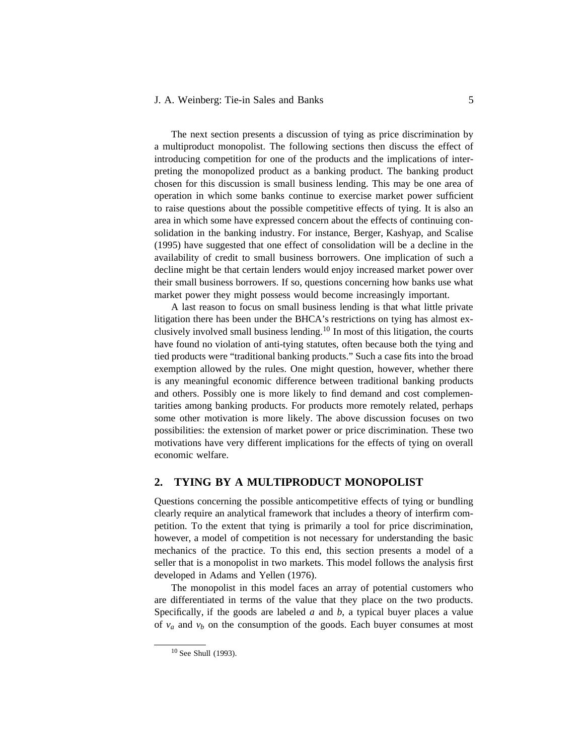The next section presents a discussion of tying as price discrimination by a multiproduct monopolist. The following sections then discuss the effect of introducing competition for one of the products and the implications of interpreting the monopolized product as a banking product. The banking product chosen for this discussion is small business lending. This may be one area of operation in which some banks continue to exercise market power sufficient to raise questions about the possible competitive effects of tying. It is also an area in which some have expressed concern about the effects of continuing consolidation in the banking industry. For instance, Berger, Kashyap, and Scalise (1995) have suggested that one effect of consolidation will be a decline in the availability of credit to small business borrowers. One implication of such a decline might be that certain lenders would enjoy increased market power over their small business borrowers. If so, questions concerning how banks use what market power they might possess would become increasingly important.

A last reason to focus on small business lending is that what little private litigation there has been under the BHCA's restrictions on tying has almost exclusively involved small business lending.[10] In most of this litigation, the courts have found no violation of anti-tying statutes, often because both the tying and tied products were "traditional banking products." Such a case fits into the broad exemption allowed by the rules. One might question, however, whether there is any meaningful economic difference between traditional banking products and others. Possibly one is more likely to find demand and cost complementarities among banking products. For products more remotely related, perhaps some other motivation is more likely. The above discussion focuses on two possibilities: the extension of market power or price discrimination. These two motivations have very different implications for the effects of tying on overall economic welfare.

## 2. TYING BY A MULTIPRODUCT MONOPOLIST

Questions concerning the possible anticompetitive effects of tying or bundling clearly require an analytical framework that includes a theory of interfirm competition. To the extent that tying is primarily a tool for price discrimination, however, a model of competition is not necessary for understanding the basic mechanics of the practice. To this end, this section presents a model of a seller that is a monopolist in two markets. This model follows the analysis first developed in Adams and Yellen (1976).

The monopolist in this model faces an array of potential customers who are differentiated in terms of the value that they place on the two products. Specifically, if the goods are labeled *a* and *b*, a typical buyer places a value of $v_a$ and $v_b$ on the consumption of the goods. Each buyer consumes at most

[10] See Shull (1993).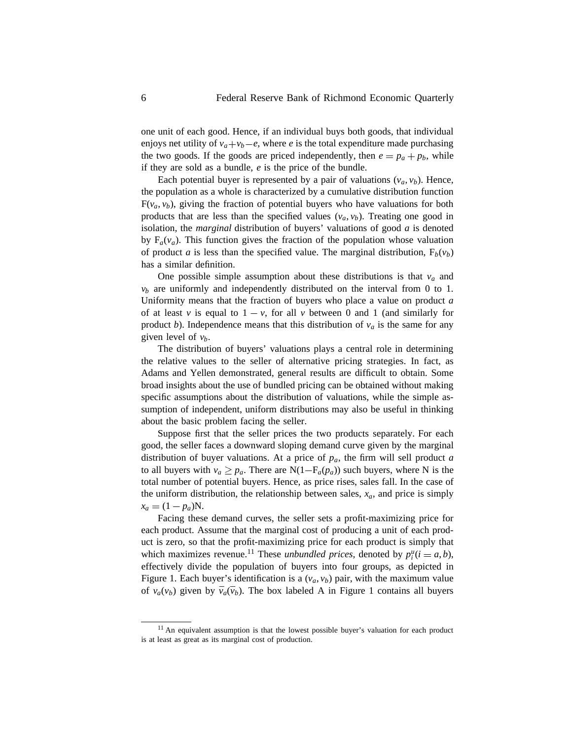one unit of each good. Hence, if an individual buys both goods, that individual enjoys net utility of $v_a + v_b - e$, where $e$ is the total expenditure made purchasing the two goods. If the goods are priced independently, then $e = p_a + p_b$, while if they are sold as a bundle, $e$ is the price of the bundle.

Each potential buyer is represented by a pair of valuations $(v_a, v_b)$. Hence, the population as a whole is characterized by a cumulative distribution function $\mathrm{F}(v_a, v_b)$, giving the fraction of potential buyers who have valuations for both products that are less than the specified values $(v_a, v_b)$. Treating one good in isolation, the *marginal* distribution of buyers' valuations of good $a$ is denoted by $\mathrm{F}_a(v_a)$. This function gives the fraction of the population whose valuation of product $a$ is less than the specified value. The marginal distribution, $\mathrm{F}_b(v_b)$ has a similar definition.

One possible simple assumption about these distributions is that $v_a$ and $v_b$ are uniformly and independently distributed on the interval from 0 to 1. Uniformity means that the fraction of buyers who place a value on product $a$ of at least $v$ is equal to $1 - v$, for all $v$ between 0 and 1 (and similarly for product $b$). Independence means that this distribution of $v_a$ is the same for any given level of $v_b$.

The distribution of buyers' valuations plays a central role in determining the relative values to the seller of alternative pricing strategies. In fact, as Adams and Yellen demonstrated, general results are difficult to obtain. Some broad insights about the use of bundled pricing can be obtained without making specific assumptions about the distribution of valuations, while the simple assumption of independent, uniform distributions may also be useful in thinking about the basic problem facing the seller.

Suppose first that the seller prices the two products separately. For each good, the seller faces a downward sloping demand curve given by the marginal distribution of buyer valuations. At a price of $p_a$, the firm will sell product $a$ to all buyers with $v_a \geq p_a$. There are $\mathrm{N}(1-\mathrm{F}_a(p_a))$ such buyers, where N is the total number of potential buyers. Hence, as price rises, sales fall. In the case of the uniform distribution, the relationship between sales, $x_a$, and price is simply $x_a = (1 - p_a)\mathrm{N}$.

Facing these demand curves, the seller sets a profit-maximizing price for each product. Assume that the marginal cost of producing a unit of each product is zero, so that the profit-maximizing price for each product is simply that which maximizes revenue.[11] These *unbundled prices*, denoted by $p_i^u (i = a, b)$, effectively divide the population of buyers into four groups, as depicted in Figure 1. Each buyer's identification is a $(v_a, v_b)$ pair, with the maximum value of $v_a(v_b)$ given by $\overline{v}_a(\overline{v}_b)$. The box labeled A in Figure 1 contains all buyers

[11] An equivalent assumption is that the lowest possible buyer's valuation for each product is at least as great as its marginal cost of production.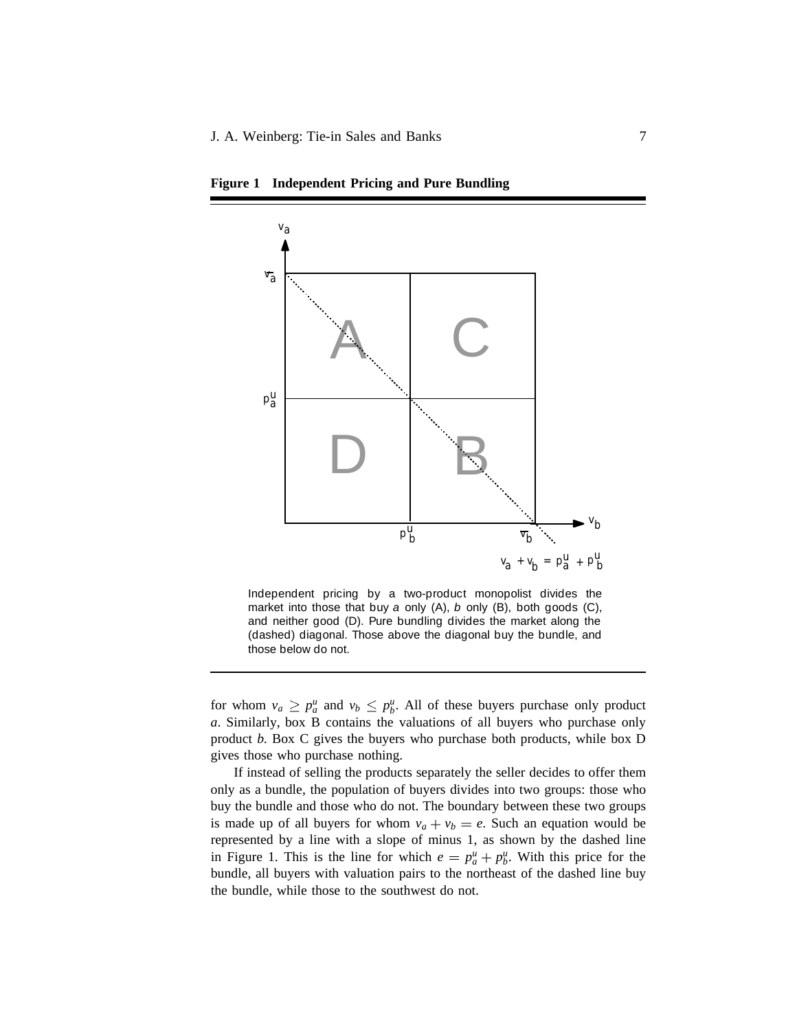**Figure 1 Independent Pricing and Pure Bundling**

Independent pricing by a two-product monopolist divides the market into those that buy *a* only (A), *b* only (B), both goods (C), and neither good (D). Pure bundling divides the market along the (dashed) diagonal. Those above the diagonal buy the bundle, and those below do not.

for whom $v_a \geq p_a^u$ and $v_b \leq p_b^u$. All of these buyers purchase only product *a*. Similarly, box B contains the valuations of all buyers who purchase only product *b*. Box C gives the buyers who purchase both products, while box D gives those who purchase nothing.

If instead of selling the products separately the seller decides to offer them only as a bundle, the population of buyers divides into two groups: those who buy the bundle and those who do not. The boundary between these two groups is made up of all buyers for whom $v_a + v_b = e$. Such an equation would be represented by a line with a slope of minus 1, as shown by the dashed line in Figure 1. This is the line for which $e = p_a^u + p_b^u$. With this price for the bundle, all buyers with valuation pairs to the northeast of the dashed line buy the bundle, while those to the southwest do not.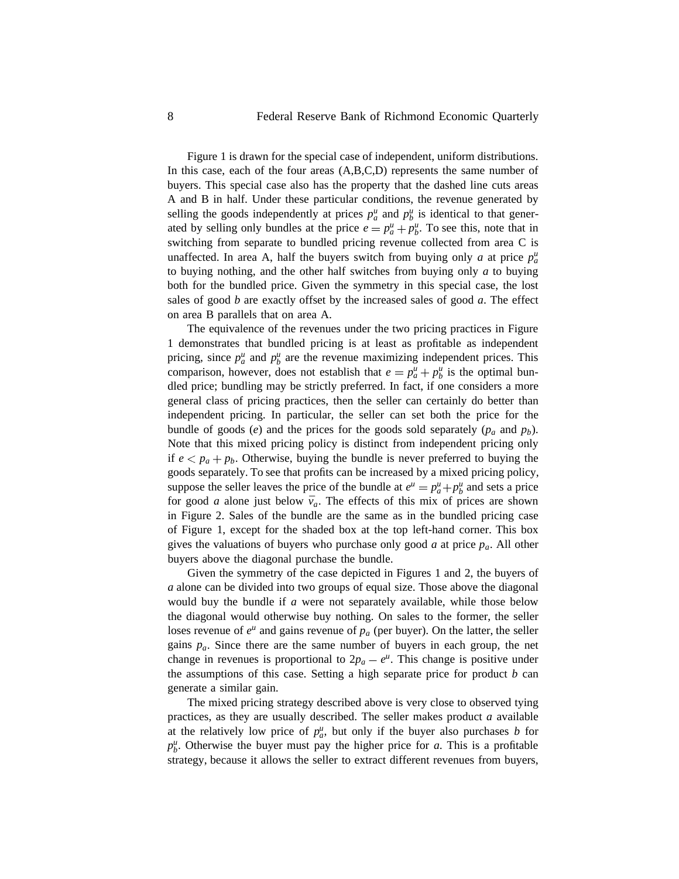Figure 1 is drawn for the special case of independent, uniform distributions. In this case, each of the four areas (A,B,C,D) represents the same number of buyers. This special case also has the property that the dashed line cuts areas A and B in half. Under these particular conditions, the revenue generated by selling the goods independently at prices $p_a^u$ and $p_b^u$ is identical to that generated by selling only bundles at the price $e = p_a^u + p_b^u$. To see this, note that in switching from separate to bundled pricing revenue collected from area C is unaffected. In area A, half the buyers switch from buying only *a* at price $p_a^u$ to buying nothing, and the other half switches from buying only *a* to buying both for the bundled price. Given the symmetry in this special case, the lost sales of good *b* are exactly offset by the increased sales of good *a*. The effect on area B parallels that on area A.

The equivalence of the revenues under the two pricing practices in Figure 1 demonstrates that bundled pricing is at least as profitable as independent pricing, since $p_a^u$ and $p_b^u$ are the revenue maximizing independent prices. This comparison, however, does not establish that $e = p_a^u + p_b^u$ is the optimal bundled price; bundling may be strictly preferred. In fact, if one considers a more general class of pricing practices, then the seller can certainly do better than independent pricing. In particular, the seller can set both the price for the bundle of goods ($e$) and the prices for the goods sold separately ($p_a$ and $p_b$). Note that this mixed pricing policy is distinct from independent pricing only if $e < p_a + p_b$. Otherwise, buying the bundle is never preferred to buying the goods separately. To see that profits can be increased by a mixed pricing policy, suppose the seller leaves the price of the bundle at $e^u = p_a^u + p_b^u$ and sets a price for good *a* alone just below $\bar{v}_a$. The effects of this mix of prices are shown in Figure 2. Sales of the bundle are the same as in the bundled pricing case of Figure 1, except for the shaded box at the top left-hand corner. This box gives the valuations of buyers who purchase only good *a* at price $p_a$. All other buyers above the diagonal purchase the bundle.

Given the symmetry of the case depicted in Figures 1 and 2, the buyers of *a* alone can be divided into two groups of equal size. Those above the diagonal would buy the bundle if *a* were not separately available, while those below the diagonal would otherwise buy nothing. On sales to the former, the seller loses revenue of $e^u$ and gains revenue of $p_a$ (per buyer). On the latter, the seller gains $p_a$. Since there are the same number of buyers in each group, the net change in revenues is proportional to $2p_a - e^u$. This change is positive under the assumptions of this case. Setting a high separate price for product *b* can generate a similar gain.

The mixed pricing strategy described above is very close to observed tying practices, as they are usually described. The seller makes product *a* available at the relatively low price of $p_a^u$, but only if the buyer also purchases *b* for $p_b^u$. Otherwise the buyer must pay the higher price for *a*. This is a profitable strategy, because it allows the seller to extract different revenues from buyers,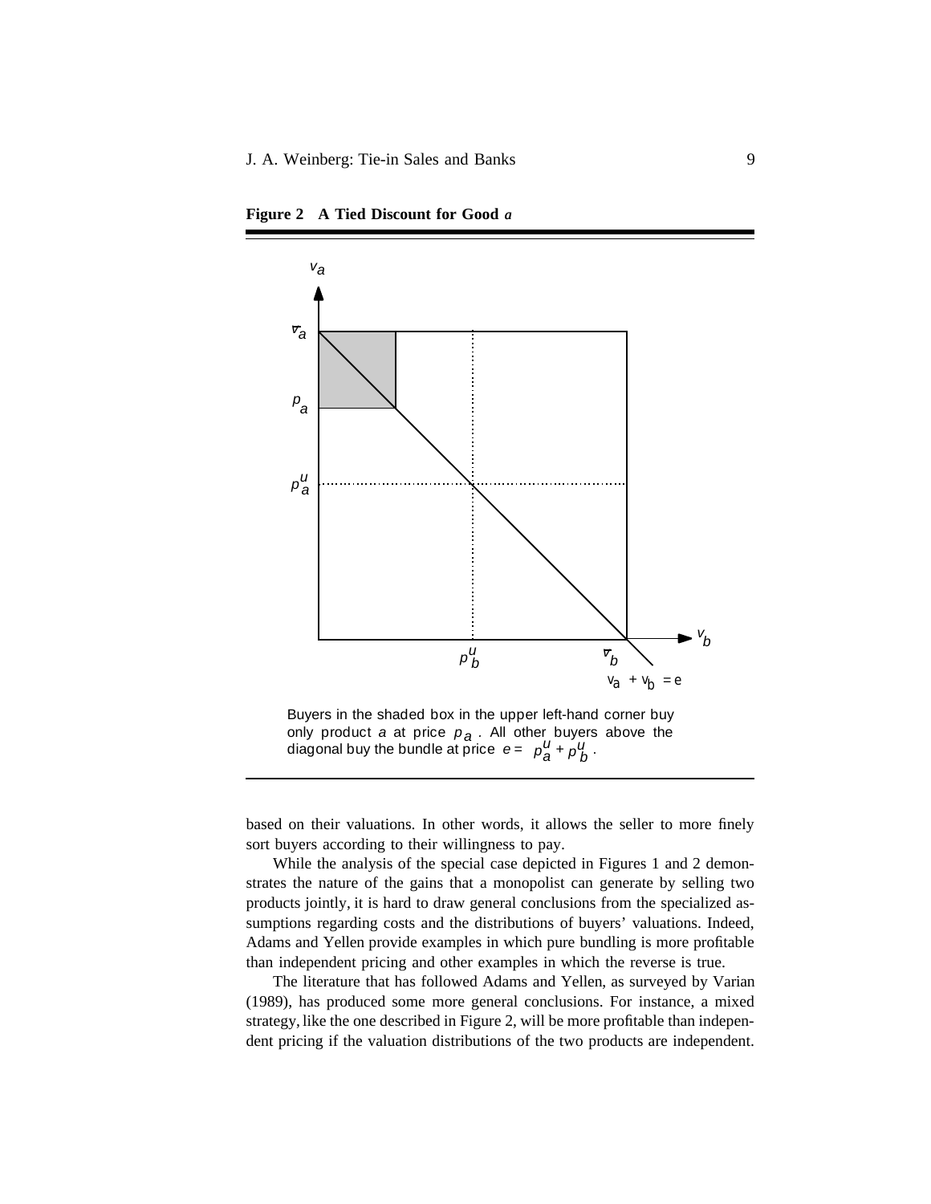**Figure 2 A Tied Discount for Good *a***

Buyers in the shaded box in the upper left-hand corner buy only product $a$ at price $p_a$. All other buyers above the diagonal buy the bundle at price $e = p_a^u + p_b^u$.

based on their valuations. In other words, it allows the seller to more finely sort buyers according to their willingness to pay.

While the analysis of the special case depicted in Figures 1 and 2 demonstrates the nature of the gains that a monopolist can generate by selling two products jointly, it is hard to draw general conclusions from the specialized assumptions regarding costs and the distributions of buyers' valuations. Indeed, Adams and Yellen provide examples in which pure bundling is more profitable than independent pricing and other examples in which the reverse is true.

The literature that has followed Adams and Yellen, as surveyed by Varian (1989), has produced some more general conclusions. For instance, a mixed strategy, like the one described in Figure 2, will be more profitable than independent pricing if the valuation distributions of the two products are independent.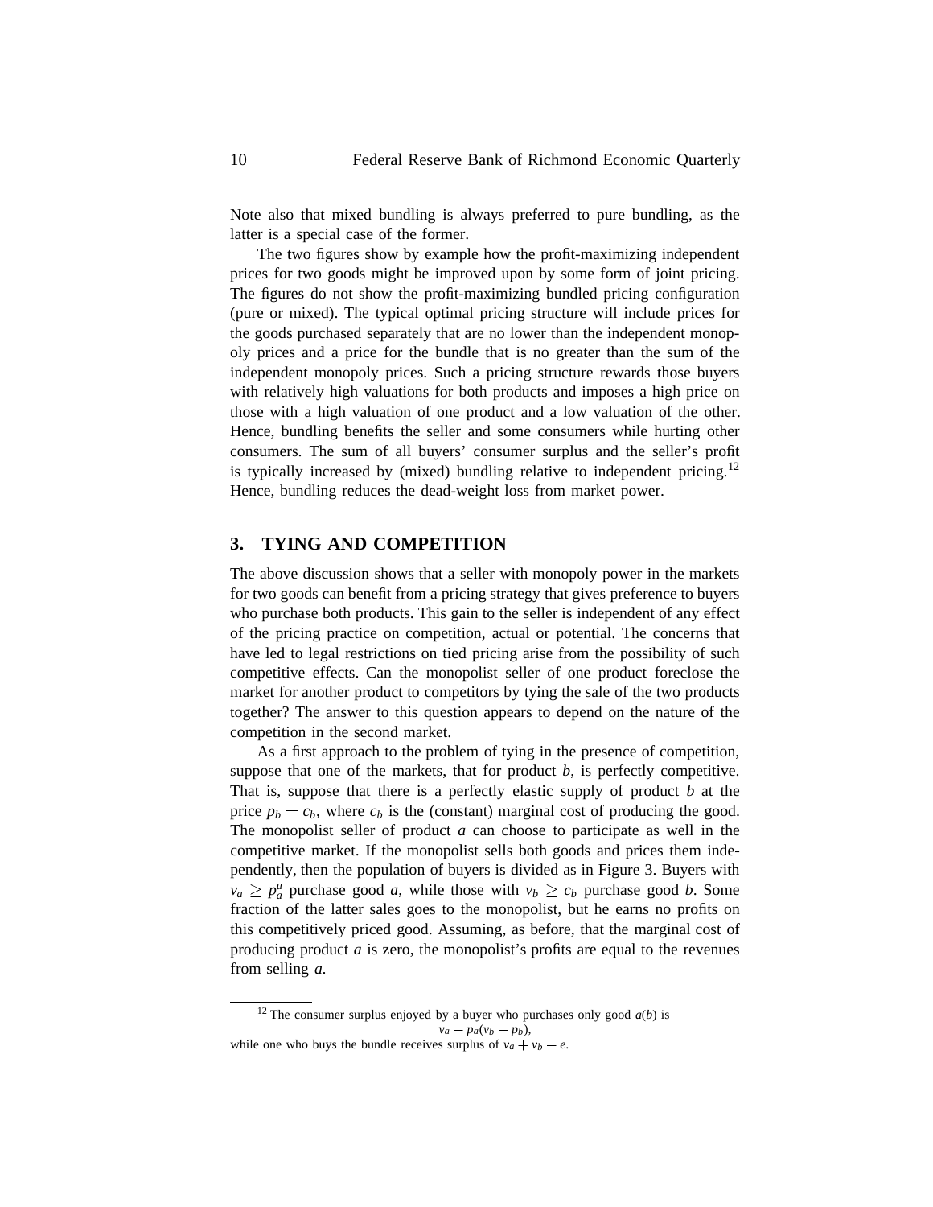Note also that mixed bundling is always preferred to pure bundling, as the latter is a special case of the former.

The two figures show by example how the profit-maximizing independent prices for two goods might be improved upon by some form of joint pricing. The figures do not show the profit-maximizing bundled pricing configuration (pure or mixed). The typical optimal pricing structure will include prices for the goods purchased separately that are no lower than the independent monopoly prices and a price for the bundle that is no greater than the sum of the independent monopoly prices. Such a pricing structure rewards those buyers with relatively high valuations for both products and imposes a high price on those with a high valuation of one product and a low valuation of the other. Hence, bundling benefits the seller and some consumers while hurting other consumers. The sum of all buyers' consumer surplus and the seller's profit is typically increased by (mixed) bundling relative to independent pricing.[12] Hence, bundling reduces the dead-weight loss from market power.

## 3. TYING AND COMPETITION

The above discussion shows that a seller with monopoly power in the markets for two goods can benefit from a pricing strategy that gives preference to buyers who purchase both products. This gain to the seller is independent of any effect of the pricing practice on competition, actual or potential. The concerns that have led to legal restrictions on tied pricing arise from the possibility of such competitive effects. Can the monopolist seller of one product foreclose the market for another product to competitors by tying the sale of the two products together? The answer to this question appears to depend on the nature of the competition in the second market.

As a first approach to the problem of tying in the presence of competition, suppose that one of the markets, that for product $b$, is perfectly competitive. That is, suppose that there is a perfectly elastic supply of product $b$ at the price $p_b = c_b$, where $c_b$ is the (constant) marginal cost of producing the good. The monopolist seller of product $a$ can choose to participate as well in the competitive market. If the monopolist sells both goods and prices them independently, then the population of buyers is divided as in Figure 3. Buyers with $v_a \geq p_a^u$ purchase good $a$, while those with $v_b \geq c_b$ purchase good $b$. Some fraction of the latter sales goes to the monopolist, but he earns no profits on this competitively priced good. Assuming, as before, that the marginal cost of producing product $a$ is zero, the monopolist's profits are equal to the revenues from selling $a$.

---

[12] The consumer surplus enjoyed by a buyer who purchases only good $a(b)$ is

$$v_a - p_a(v_b - p_b),$$

while one who buys the bundle receives surplus of $v_a + v_b - e$.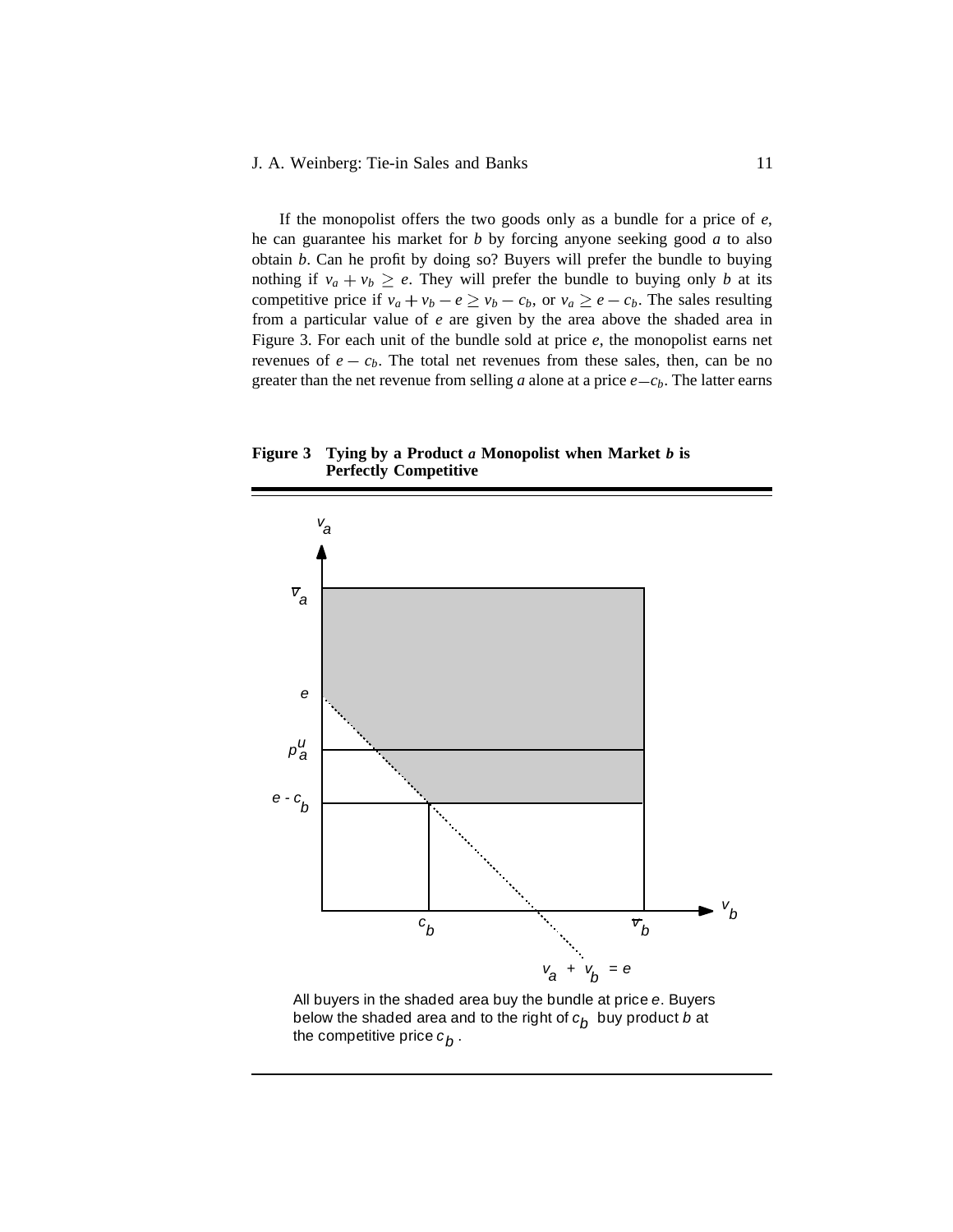If the monopolist offers the two goods only as a bundle for a price of $e$, he can guarantee his market for $b$ by forcing anyone seeking good $a$ to also obtain $b$. Can he profit by doing so? Buyers will prefer the bundle to buying nothing if $v_a + v_b \geq e$. They will prefer the bundle to buying only $b$ at its competitive price if $v_a + v_b - e \geq v_b - c_b$, or $v_a \geq e - c_b$. The sales resulting from a particular value of $e$ are given by the area above the shaded area in Figure 3. For each unit of the bundle sold at price $e$, the monopolist earns net revenues of $e - c_b$. The total net revenues from these sales, then, can be no greater than the net revenue from selling $a$ alone at a price $e - c_b$. The latter earns

**Figure 3 Tying by a Product *a* Monopolist when Market *b* is Perfectly Competitive**

All buyers in the shaded area buy the bundle at price $e$. Buyers below the shaded area and to the right of $c_b$ buy product $b$ at the competitive price $c_b$.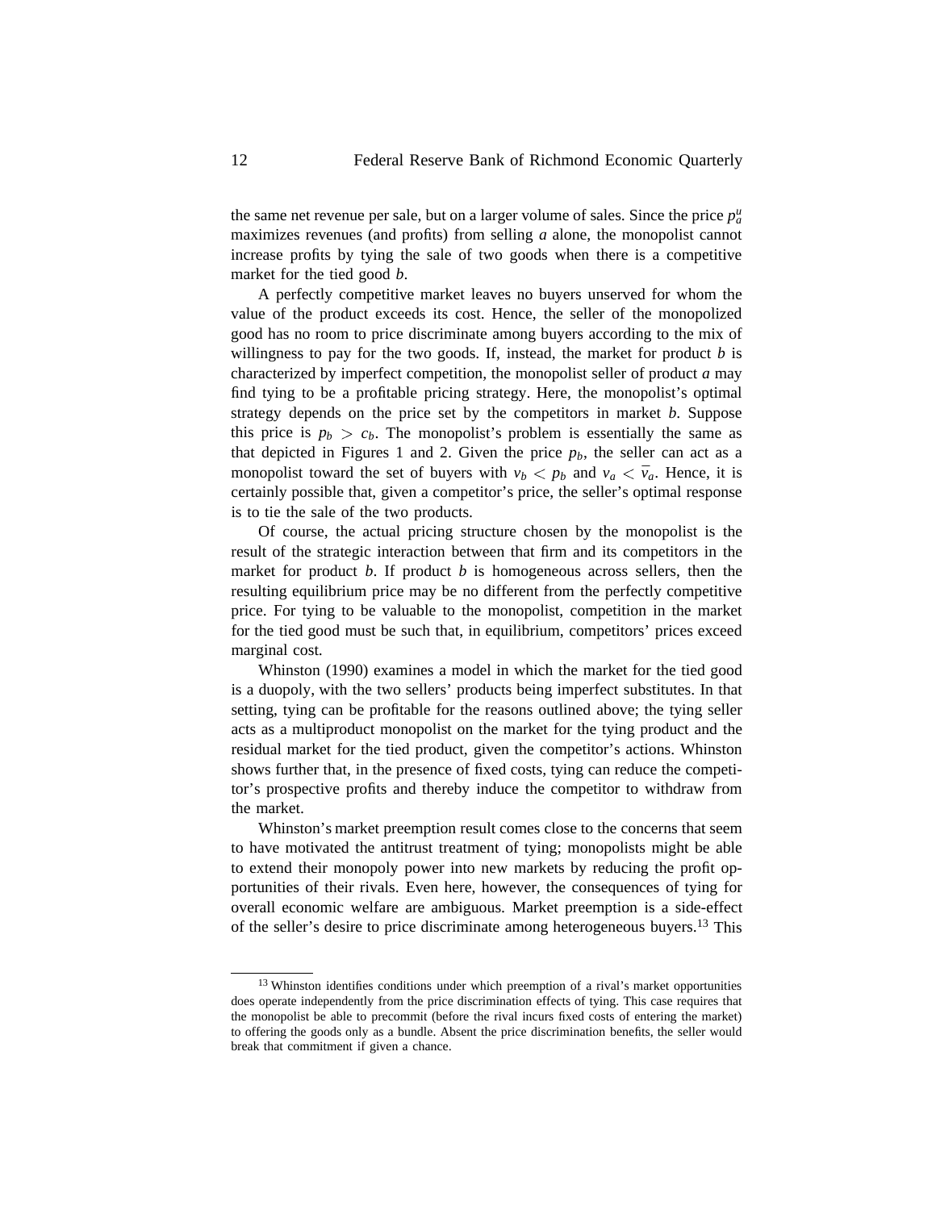the same net revenue per sale, but on a larger volume of sales. Since the price $p_a^u$ maximizes revenues (and profits) from selling *a* alone, the monopolist cannot increase profits by tying the sale of two goods when there is a competitive market for the tied good *b*.

A perfectly competitive market leaves no buyers unserved for whom the value of the product exceeds its cost. Hence, the seller of the monopolized good has no room to price discriminate among buyers according to the mix of willingness to pay for the two goods. If, instead, the market for product *b* is characterized by imperfect competition, the monopolist seller of product *a* may find tying to be a profitable pricing strategy. Here, the monopolist's optimal strategy depends on the price set by the competitors in market *b*. Suppose this price is $p_b > c_b$. The monopolist's problem is essentially the same as that depicted in Figures 1 and 2. Given the price $p_b$, the seller can act as a monopolist toward the set of buyers with $v_b < p_b$ and $v_a < \overline{v}_a$. Hence, it is certainly possible that, given a competitor's price, the seller's optimal response is to tie the sale of the two products.

Of course, the actual pricing structure chosen by the monopolist is the result of the strategic interaction between that firm and its competitors in the market for product *b*. If product *b* is homogeneous across sellers, then the resulting equilibrium price may be no different from the perfectly competitive price. For tying to be valuable to the monopolist, competition in the market for the tied good must be such that, in equilibrium, competitors' prices exceed marginal cost.

Whinston (1990) examines a model in which the market for the tied good is a duopoly, with the two sellers' products being imperfect substitutes. In that setting, tying can be profitable for the reasons outlined above; the tying seller acts as a multiproduct monopolist on the market for the tying product and the residual market for the tied product, given the competitor's actions. Whinston shows further that, in the presence of fixed costs, tying can reduce the competitor's prospective profits and thereby induce the competitor to withdraw from the market.

Whinston's market preemption result comes close to the concerns that seem to have motivated the antitrust treatment of tying; monopolists might be able to extend their monopoly power into new markets by reducing the profit opportunities of their rivals. Even here, however, the consequences of tying for overall economic welfare are ambiguous. Market preemption is a side-effect of the seller's desire to price discriminate among heterogeneous buyers.[13] This

[13] Whinston identifies conditions under which preemption of a rival's market opportunities does operate independently from the price discrimination effects of tying. This case requires that the monopolist be able to precommit (before the rival incurs fixed costs of entering the market) to offering the goods only as a bundle. Absent the price discrimination benefits, the seller would break that commitment if given a chance.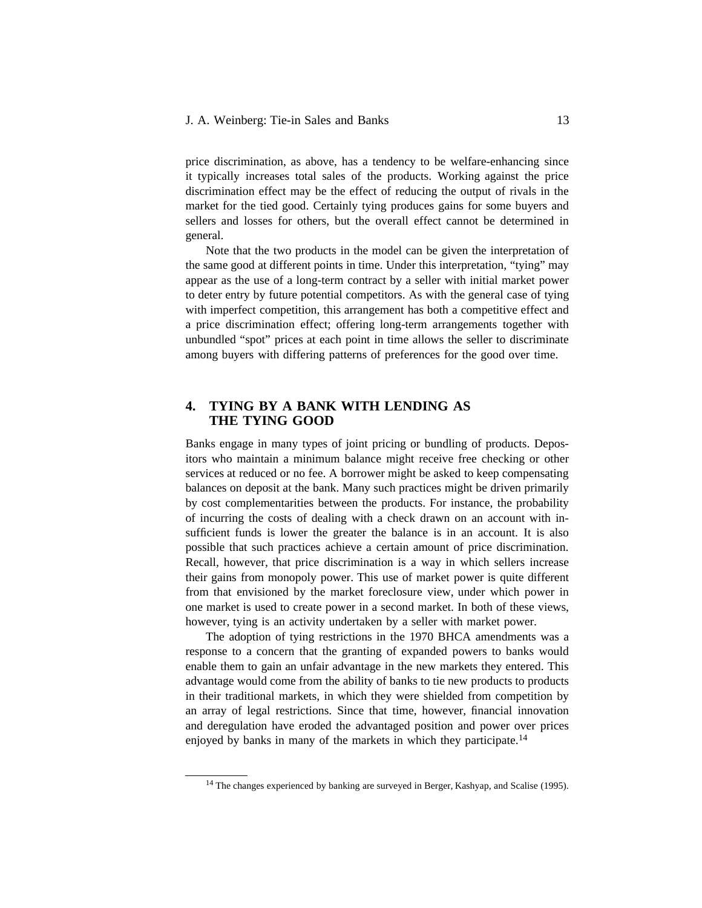price discrimination, as above, has a tendency to be welfare-enhancing since it typically increases total sales of the products. Working against the price discrimination effect may be the effect of reducing the output of rivals in the market for the tied good. Certainly tying produces gains for some buyers and sellers and losses for others, but the overall effect cannot be determined in general.

Note that the two products in the model can be given the interpretation of the same good at different points in time. Under this interpretation, "tying" may appear as the use of a long-term contract by a seller with initial market power to deter entry by future potential competitors. As with the general case of tying with imperfect competition, this arrangement has both a competitive effect and a price discrimination effect; offering long-term arrangements together with unbundled "spot" prices at each point in time allows the seller to discriminate among buyers with differing patterns of preferences for the good over time.

## 4. TYING BY A BANK WITH LENDING AS THE TYING GOOD

Banks engage in many types of joint pricing or bundling of products. Depositors who maintain a minimum balance might receive free checking or other services at reduced or no fee. A borrower might be asked to keep compensating balances on deposit at the bank. Many such practices might be driven primarily by cost complementarities between the products. For instance, the probability of incurring the costs of dealing with a check drawn on an account with insufficient funds is lower the greater the balance is in an account. It is also possible that such practices achieve a certain amount of price discrimination. Recall, however, that price discrimination is a way in which sellers increase their gains from monopoly power. This use of market power is quite different from that envisioned by the market foreclosure view, under which power in one market is used to create power in a second market. In both of these views, however, tying is an activity undertaken by a seller with market power.

The adoption of tying restrictions in the 1970 BHCA amendments was a response to a concern that the granting of expanded powers to banks would enable them to gain an unfair advantage in the new markets they entered. This advantage would come from the ability of banks to tie new products to products in their traditional markets, in which they were shielded from competition by an array of legal restrictions. Since that time, however, financial innovation and deregulation have eroded the advantaged position and power over prices enjoyed by banks in many of the markets in which they participate.[14]

[14] The changes experienced by banking are surveyed in Berger, Kashyap, and Scalise (1995).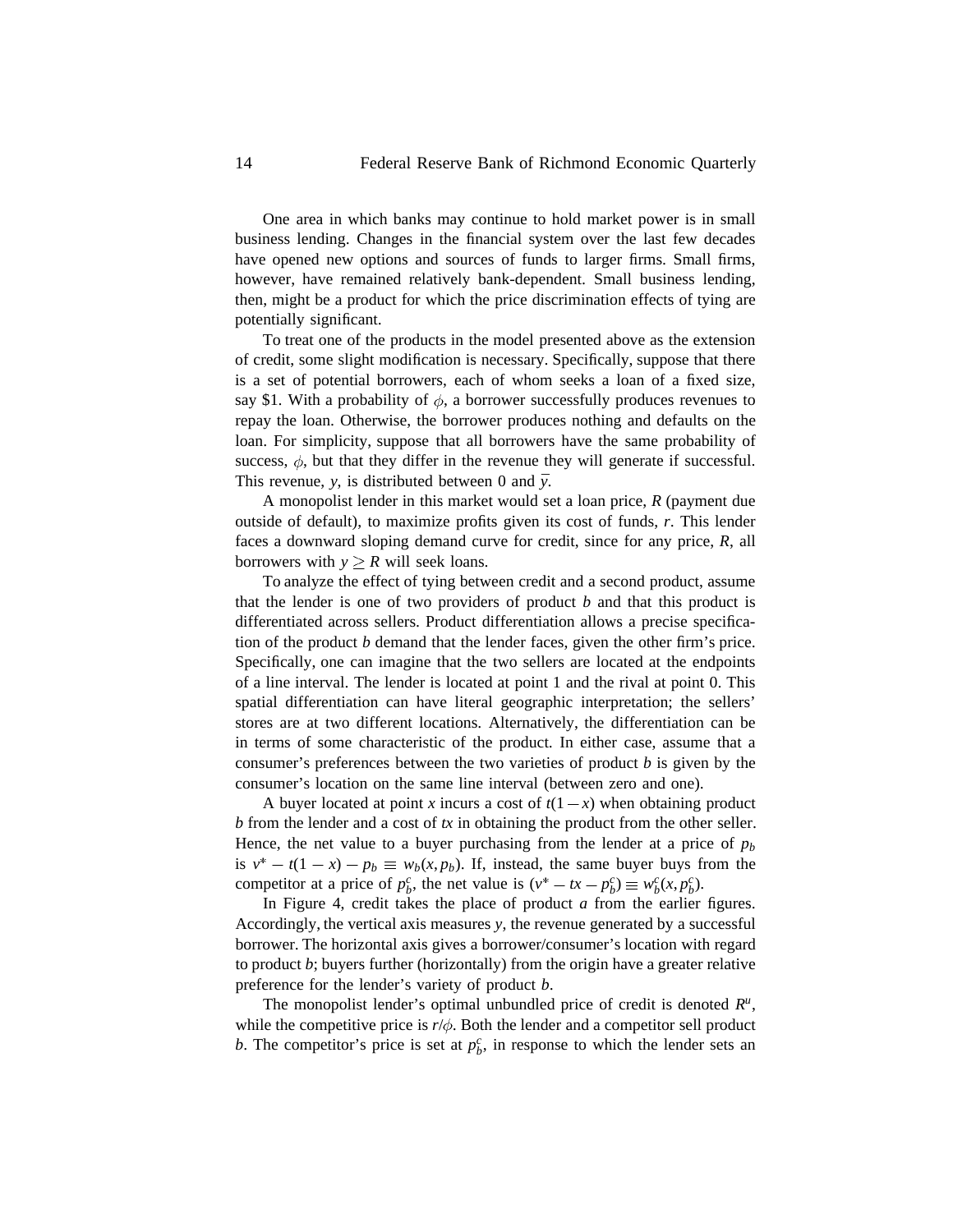One area in which banks may continue to hold market power is in small business lending. Changes in the financial system over the last few decades have opened new options and sources of funds to larger firms. Small firms, however, have remained relatively bank-dependent. Small business lending, then, might be a product for which the price discrimination effects of tying are potentially significant.

To treat one of the products in the model presented above as the extension of credit, some slight modification is necessary. Specifically, suppose that there is a set of potential borrowers, each of whom seeks a loan of a fixed size, say \$1. With a probability of $\phi$, a borrower successfully produces revenues to repay the loan. Otherwise, the borrower produces nothing and defaults on the loan. For simplicity, suppose that all borrowers have the same probability of success, $\phi$, but that they differ in the revenue they will generate if successful. This revenue, $y$, is distributed between 0 and $\bar{y}$.

A monopolist lender in this market would set a loan price, $R$ (payment due outside of default), to maximize profits given its cost of funds, $r$. This lender faces a downward sloping demand curve for credit, since for any price, $R$, all borrowers with $y \geq R$ will seek loans.

To analyze the effect of tying between credit and a second product, assume that the lender is one of two providers of product $b$ and that this product is differentiated across sellers. Product differentiation allows a precise specification of the product $b$ demand that the lender faces, given the other firm's price. Specifically, one can imagine that the two sellers are located at the endpoints of a line interval. The lender is located at point 1 and the rival at point 0. This spatial differentiation can have literal geographic interpretation; the sellers' stores are at two different locations. Alternatively, the differentiation can be in terms of some characteristic of the product. In either case, assume that a consumer's preferences between the two varieties of product $b$ is given by the consumer's location on the same line interval (between zero and one).

A buyer located at point $x$ incurs a cost of $t(1-x)$ when obtaining product $b$ from the lender and a cost of $tx$ in obtaining the product from the other seller. Hence, the net value to a buyer purchasing from the lender at a price of $p_b$ is $v^* - t(1-x) - p_b \equiv w_b(x, p_b)$. If, instead, the same buyer buys from the competitor at a price of $p_b^c$, the net value is $(v^* - tx - p_b^c) \equiv w_b^c(x, p_b^c)$.

In Figure 4, credit takes the place of product $a$ from the earlier figures. Accordingly, the vertical axis measures $y$, the revenue generated by a successful borrower. The horizontal axis gives a borrower/consumer's location with regard to product $b$; buyers further (horizontally) from the origin have a greater relative preference for the lender's variety of product $b$.

The monopolist lender's optimal unbundled price of credit is denoted $R^u$, while the competitive price is $r/\phi$. Both the lender and a competitor sell product $b$. The competitor's price is set at $p_b^c$, in response to which the lender sets an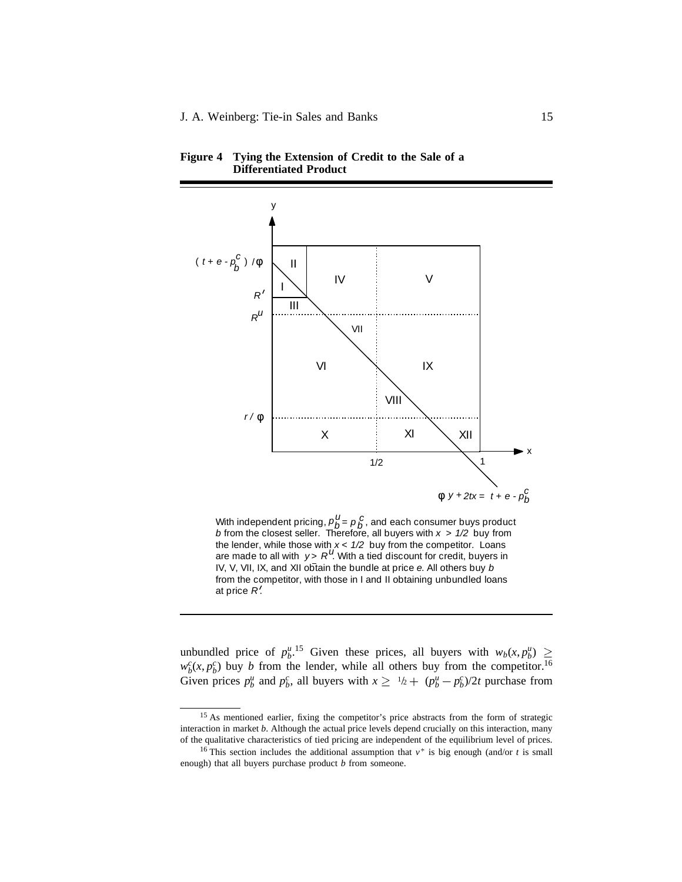**Figure 4 Tying the Extension of Credit to the Sale of a Differentiated Product**

With independent pricing, $p_b^u = p_b^c$, and each consumer buys product $b$ from the closest seller. Therefore, all buyers with $x > 1/2$ buy from the lender, while those with $x < 1/2$ buy from the competitor. Loans are made to all with $y > \bar{R}^u$. With a tied discount for credit, buyers in IV, V, VII, IX, and XII obtain the bundle at price $e$. All others buy $b$ from the competitor, with those in I and II obtaining unbundled loans at price $R'$.

unbundled price of $p_b^u$.[15] Given these prices, all buyers with $w_b(x, p_b^u) \geq w_b^c(x, p_b^c)$ buy $b$ from the lender, while all others buy from the competitor.[16] Given prices $p_b^u$ and $p_b^c$, all buyers with $x \geq 1/2 + (p_b^u - p_b^c)/2t$ purchase from

[15] As mentioned earlier, fixing the competitor's price abstracts from the form of strategic interaction in market $b$. Although the actual price levels depend crucially on this interaction, many of the qualitative characteristics of tied pricing are independent of the equilibrium level of prices.

[16] This section includes the additional assumption that $v^*$ is big enough (and/or $t$ is small enough) that all buyers purchase product $b$ from someone.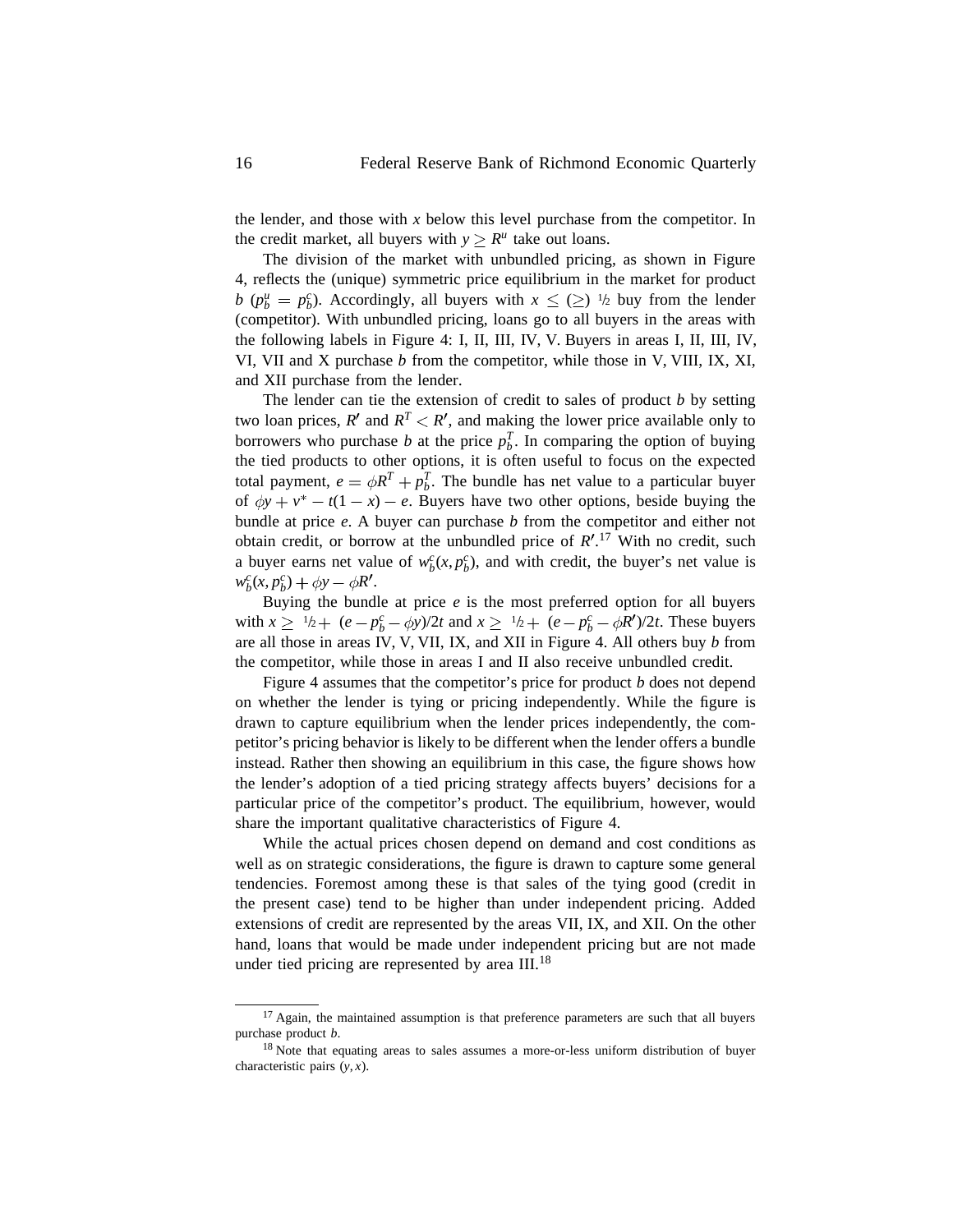the lender, and those with $x$ below this level purchase from the competitor. In the credit market, all buyers with $y \geq R^u$ take out loans.

The division of the market with unbundled pricing, as shown in Figure 4, reflects the (unique) symmetric price equilibrium in the market for product $b$ ($p_b^u = p_b^c$). Accordingly, all buyers with $x \leq (\geq)$ ½ buy from the lender (competitor). With unbundled pricing, loans go to all buyers in the areas with the following labels in Figure 4: I, II, III, IV, V. Buyers in areas I, II, III, IV, VI, VII and X purchase $b$ from the competitor, while those in V, VIII, IX, XI, and XII purchase from the lender.

The lender can tie the extension of credit to sales of product $b$ by setting two loan prices, $R'$ and $R^T < R'$, and making the lower price available only to borrowers who purchase $b$ at the price $p_b^T$. In comparing the option of buying the tied products to other options, it is often useful to focus on the expected total payment, $e = \phi R^T + p_b^T$. The bundle has net value to a particular buyer of $\phi y + v^* - t(1 - x) - e$. Buyers have two other options, beside buying the bundle at price $e$. A buyer can purchase $b$ from the competitor and either not obtain credit, or borrow at the unbundled price of $R'$.[17] With no credit, such a buyer earns net value of $w_b^c(x, p_b^c)$, and with credit, the buyer's net value is $w_b^c(x, p_b^c) + \phi y - \phi R'$.

Buying the bundle at price $e$ is the most preferred option for all buyers with $x \geq$ ½ + $(e - p_b^c - \phi y)/2t$ and $x \geq$ ½ + $(e - p_b^c - \phi R')/2t$. These buyers are all those in areas IV, V, VII, IX, and XII in Figure 4. All others buy $b$ from the competitor, while those in areas I and II also receive unbundled credit.

Figure 4 assumes that the competitor's price for product $b$ does not depend on whether the lender is tying or pricing independently. While the figure is drawn to capture equilibrium when the lender prices independently, the competitor's pricing behavior is likely to be different when the lender offers a bundle instead. Rather then showing an equilibrium in this case, the figure shows how the lender's adoption of a tied pricing strategy affects buyers' decisions for a particular price of the competitor's product. The equilibrium, however, would share the important qualitative characteristics of Figure 4.

While the actual prices chosen depend on demand and cost conditions as well as on strategic considerations, the figure is drawn to capture some general tendencies. Foremost among these is that sales of the tying good (credit in the present case) tend to be higher than under independent pricing. Added extensions of credit are represented by the areas VII, IX, and XII. On the other hand, loans that would be made under independent pricing but are not made under tied pricing are represented by area III.[18]

---

[17] Again, the maintained assumption is that preference parameters are such that all buyers purchase product $b$.

[18] Note that equating areas to sales assumes a more-or-less uniform distribution of buyer characteristic pairs $(y, x)$.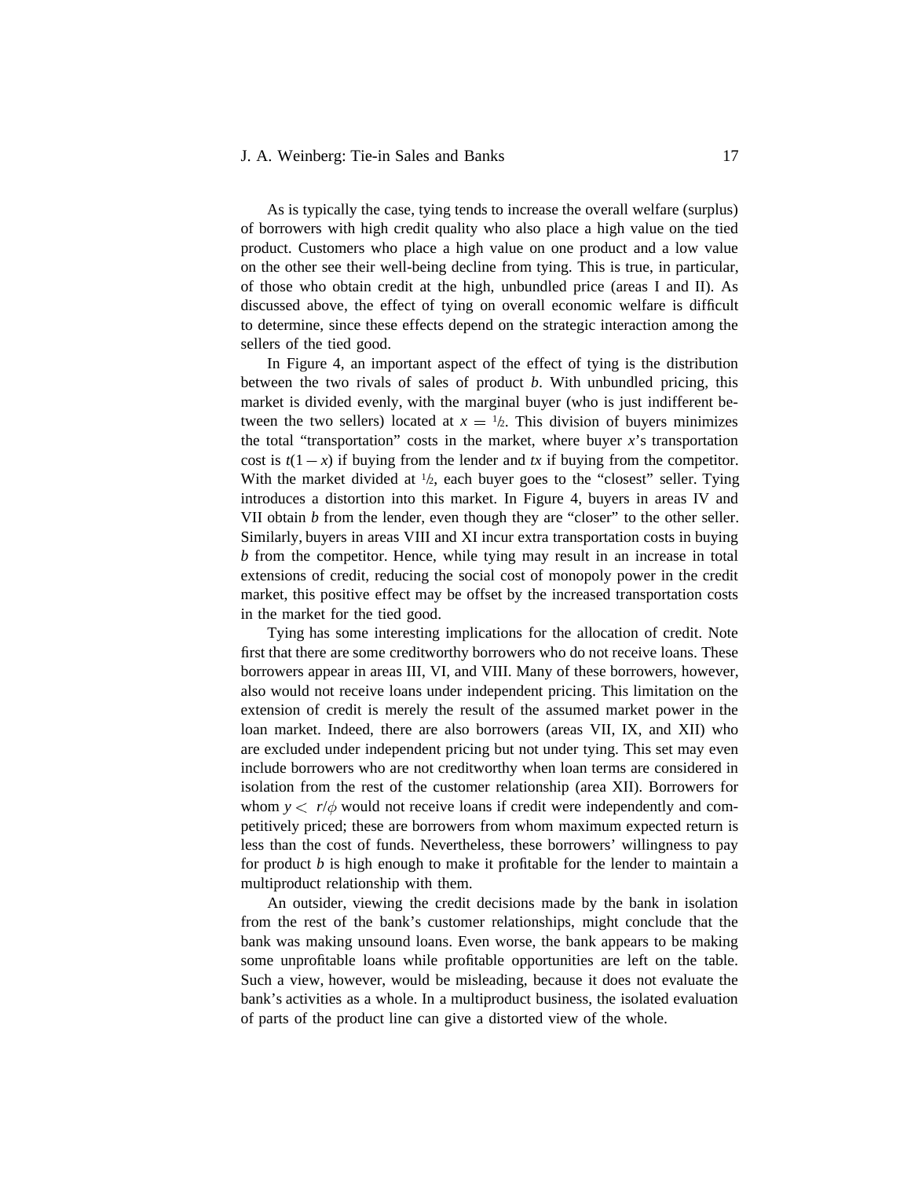As is typically the case, tying tends to increase the overall welfare (surplus) of borrowers with high credit quality who also place a high value on the tied product. Customers who place a high value on one product and a low value on the other see their well-being decline from tying. This is true, in particular, of those who obtain credit at the high, unbundled price (areas I and II). As discussed above, the effect of tying on overall economic welfare is difficult to determine, since these effects depend on the strategic interaction among the sellers of the tied good.

In Figure 4, an important aspect of the effect of tying is the distribution between the two rivals of sales of product $b$. With unbundled pricing, this market is divided evenly, with the marginal buyer (who is just indifferent between the two sellers) located at $x = \frac{1}{2}$. This division of buyers minimizes the total "transportation" costs in the market, where buyer $x$'s transportation cost is $t(1-x)$ if buying from the lender and $tx$ if buying from the competitor. With the market divided at $\frac{1}{2}$, each buyer goes to the "closest" seller. Tying introduces a distortion into this market. In Figure 4, buyers in areas IV and VII obtain $b$ from the lender, even though they are "closer" to the other seller. Similarly, buyers in areas VIII and XI incur extra transportation costs in buying $b$ from the competitor. Hence, while tying may result in an increase in total extensions of credit, reducing the social cost of monopoly power in the credit market, this positive effect may be offset by the increased transportation costs in the market for the tied good.

Tying has some interesting implications for the allocation of credit. Note first that there are some creditworthy borrowers who do not receive loans. These borrowers appear in areas III, VI, and VIII. Many of these borrowers, however, also would not receive loans under independent pricing. This limitation on the extension of credit is merely the result of the assumed market power in the loan market. Indeed, there are also borrowers (areas VII, IX, and XII) who are excluded under independent pricing but not under tying. This set may even include borrowers who are not creditworthy when loan terms are considered in isolation from the rest of the customer relationship (area XII). Borrowers for whom $y < r/\phi$ would not receive loans if credit were independently and competitively priced; these are borrowers from whom maximum expected return is less than the cost of funds. Nevertheless, these borrowers' willingness to pay for product $b$ is high enough to make it profitable for the lender to maintain a multiproduct relationship with them.

An outsider, viewing the credit decisions made by the bank in isolation from the rest of the bank's customer relationships, might conclude that the bank was making unsound loans. Even worse, the bank appears to be making some unprofitable loans while profitable opportunities are left on the table. Such a view, however, would be misleading, because it does not evaluate the bank's activities as a whole. In a multiproduct business, the isolated evaluation of parts of the product line can give a distorted view of the whole.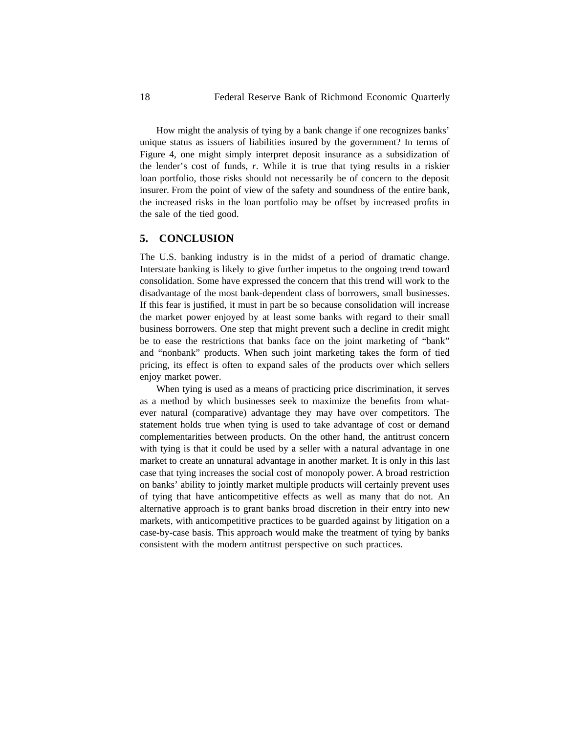How might the analysis of tying by a bank change if one recognizes banks' unique status as issuers of liabilities insured by the government? In terms of Figure 4, one might simply interpret deposit insurance as a subsidization of the lender's cost of funds, $r$. While it is true that tying results in a riskier loan portfolio, those risks should not necessarily be of concern to the deposit insurer. From the point of view of the safety and soundness of the entire bank, the increased risks in the loan portfolio may be offset by increased profits in the sale of the tied good.

## 5. CONCLUSION

The U.S. banking industry is in the midst of a period of dramatic change. Interstate banking is likely to give further impetus to the ongoing trend toward consolidation. Some have expressed the concern that this trend will work to the disadvantage of the most bank-dependent class of borrowers, small businesses. If this fear is justified, it must in part be so because consolidation will increase the market power enjoyed by at least some banks with regard to their small business borrowers. One step that might prevent such a decline in credit might be to ease the restrictions that banks face on the joint marketing of "bank" and "nonbank" products. When such joint marketing takes the form of tied pricing, its effect is often to expand sales of the products over which sellers enjoy market power.

When tying is used as a means of practicing price discrimination, it serves as a method by which businesses seek to maximize the benefits from whatever natural (comparative) advantage they may have over competitors. The statement holds true when tying is used to take advantage of cost or demand complementarities between products. On the other hand, the antitrust concern with tying is that it could be used by a seller with a natural advantage in one market to create an unnatural advantage in another market. It is only in this last case that tying increases the social cost of monopoly power. A broad restriction on banks' ability to jointly market multiple products will certainly prevent uses of tying that have anticompetitive effects as well as many that do not. An alternative approach is to grant banks broad discretion in their entry into new markets, with anticompetitive practices to be guarded against by litigation on a case-by-case basis. This approach would make the treatment of tying by banks consistent with the modern antitrust perspective on such practices.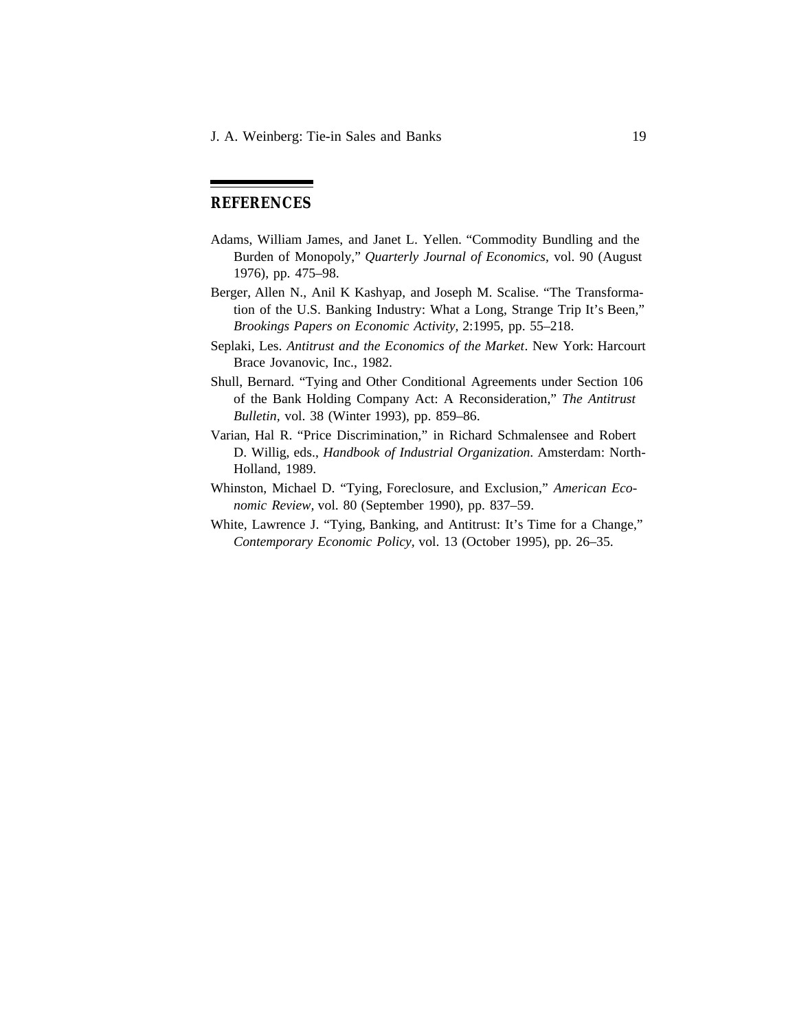## REFERENCES

Adams, William James, and Janet L. Yellen. "Commodity Bundling and the Burden of Monopoly," *Quarterly Journal of Economics*, vol. 90 (August 1976), pp. 475–98.

Berger, Allen N., Anil K Kashyap, and Joseph M. Scalise. "The Transformation of the U.S. Banking Industry: What a Long, Strange Trip It's Been," *Brookings Papers on Economic Activity*, 2:1995, pp. 55–218.

Seplaki, Les. *Antitrust and the Economics of the Market*. New York: Harcourt Brace Jovanovic, Inc., 1982.

Shull, Bernard. "Tying and Other Conditional Agreements under Section 106 of the Bank Holding Company Act: A Reconsideration," *The Antitrust Bulletin*, vol. 38 (Winter 1993), pp. 859–86.

Varian, Hal R. "Price Discrimination," in Richard Schmalensee and Robert D. Willig, eds., *Handbook of Industrial Organization*. Amsterdam: North-Holland, 1989.

Whinston, Michael D. "Tying, Foreclosure, and Exclusion," *American Economic Review*, vol. 80 (September 1990), pp. 837–59.

White, Lawrence J. "Tying, Banking, and Antitrust: It's Time for a Change," *Contemporary Economic Policy*, vol. 13 (October 1995), pp. 26–35.